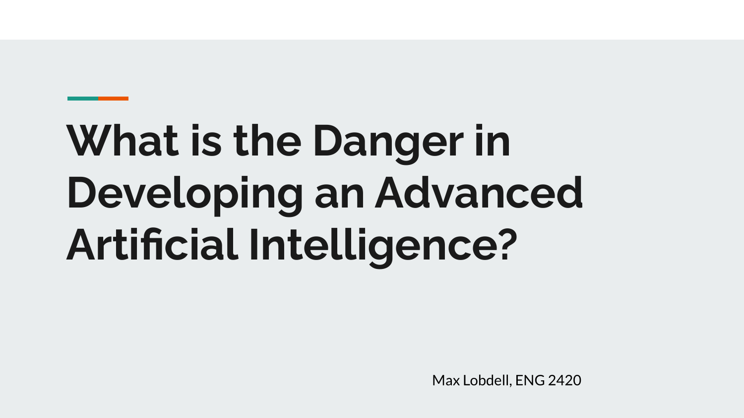# What is the Danger in Developing an Advanced Artificial Intelligence?

Max Lobdell, ENG 2420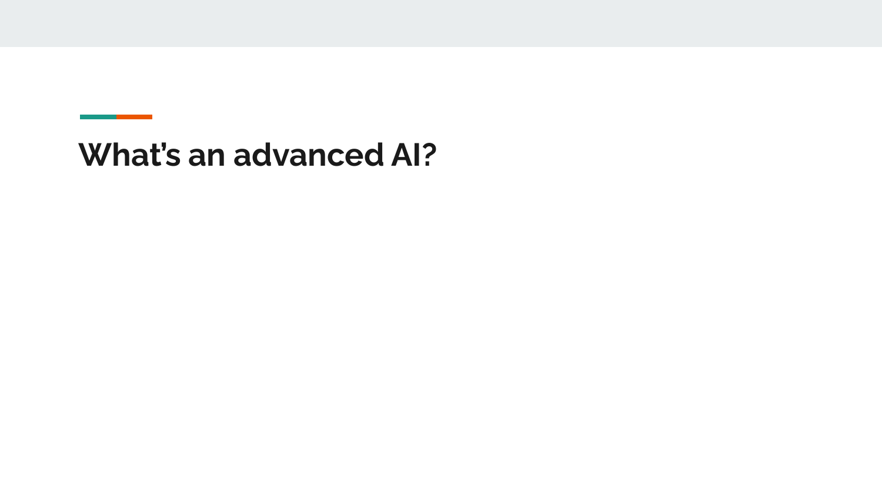# What’s an advanced AI?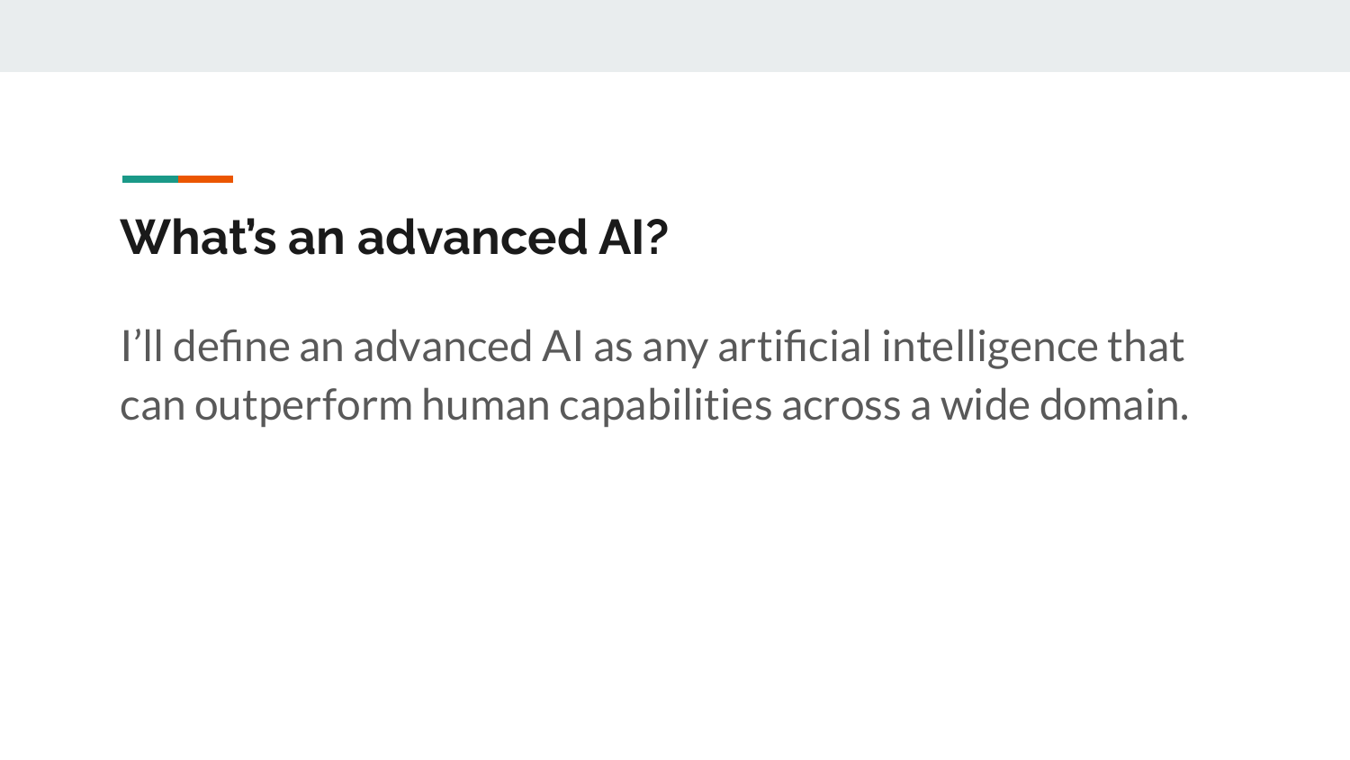## What's an advanced AI?

I'll define an advanced AI as any artificial intelligence that can outperform human capabilities across a wide domain.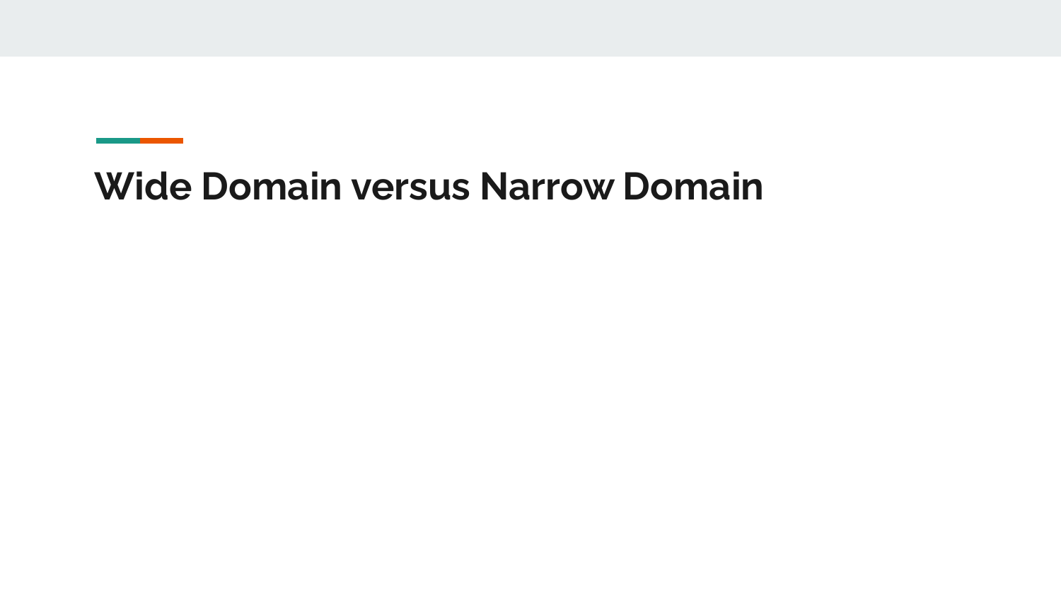# Wide Domain versus Narrow Domain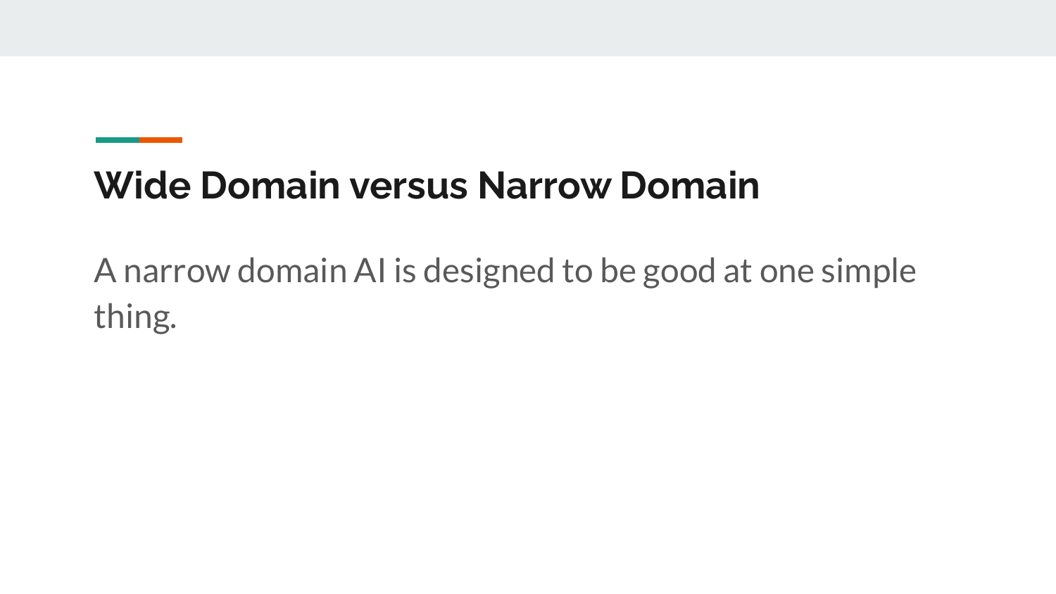## Wide Domain versus Narrow Domain

A narrow domain AI is designed to be good at one simple thing.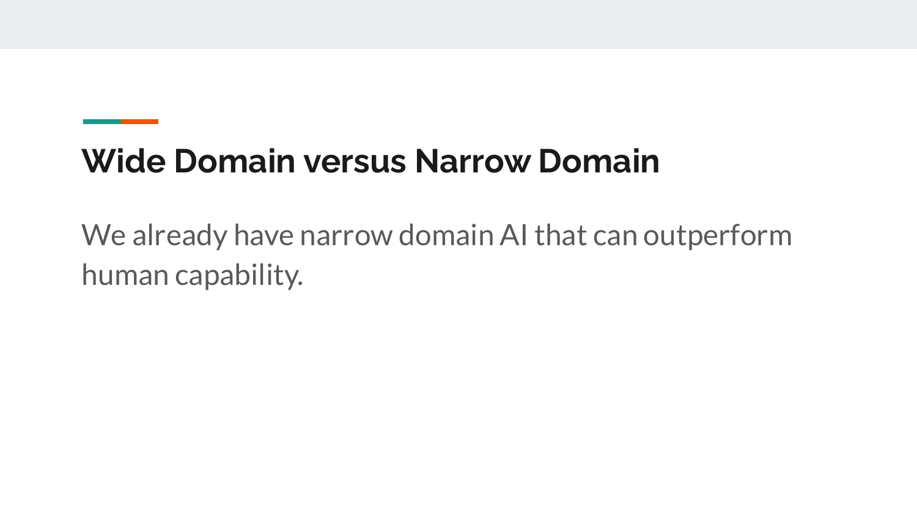## Wide Domain versus Narrow Domain

We already have narrow domain AI that can outperform human capability.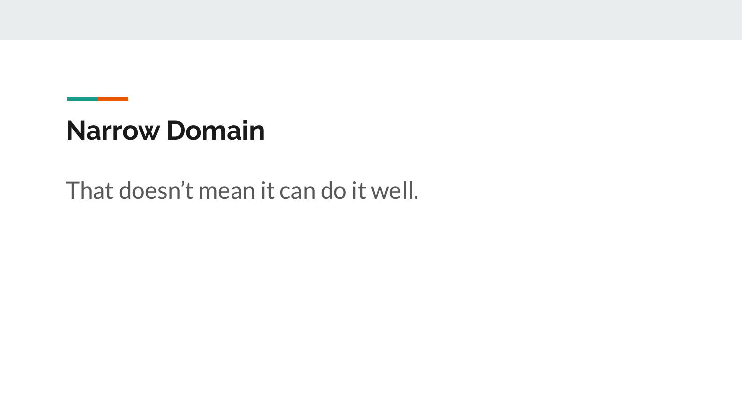# Narrow Domain

That doesn't mean it can do it well.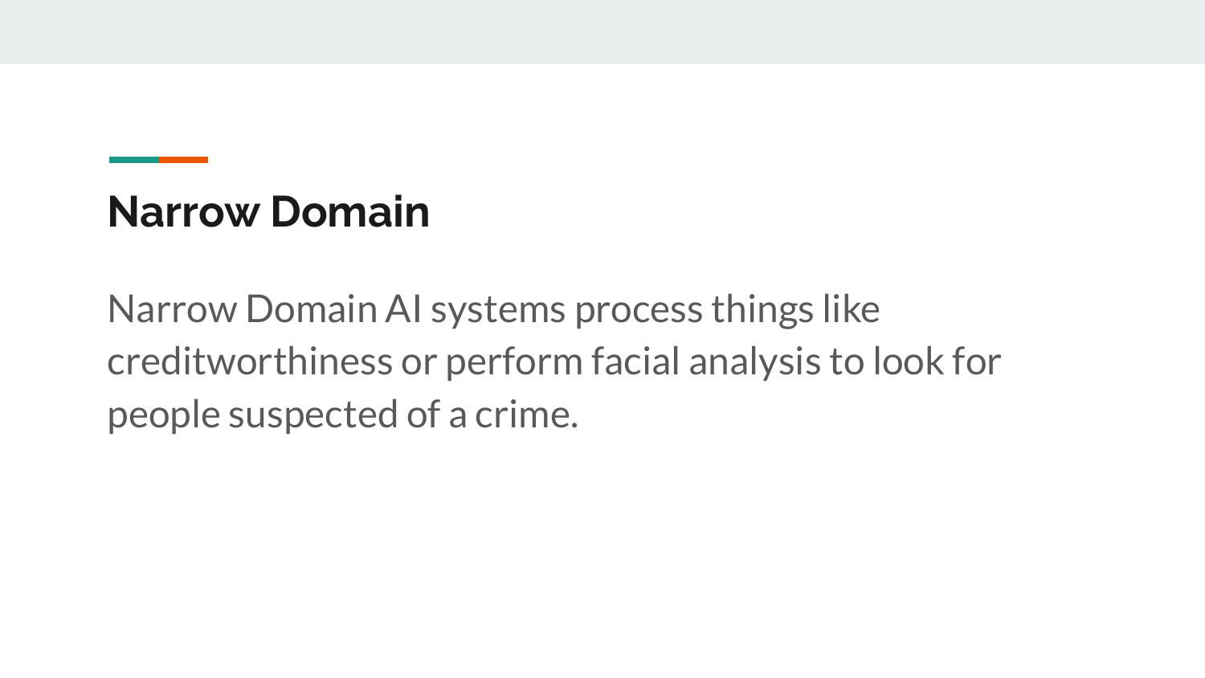## Narrow Domain

Narrow Domain AI systems process things like creditworthiness or perform facial analysis to look for people suspected of a crime.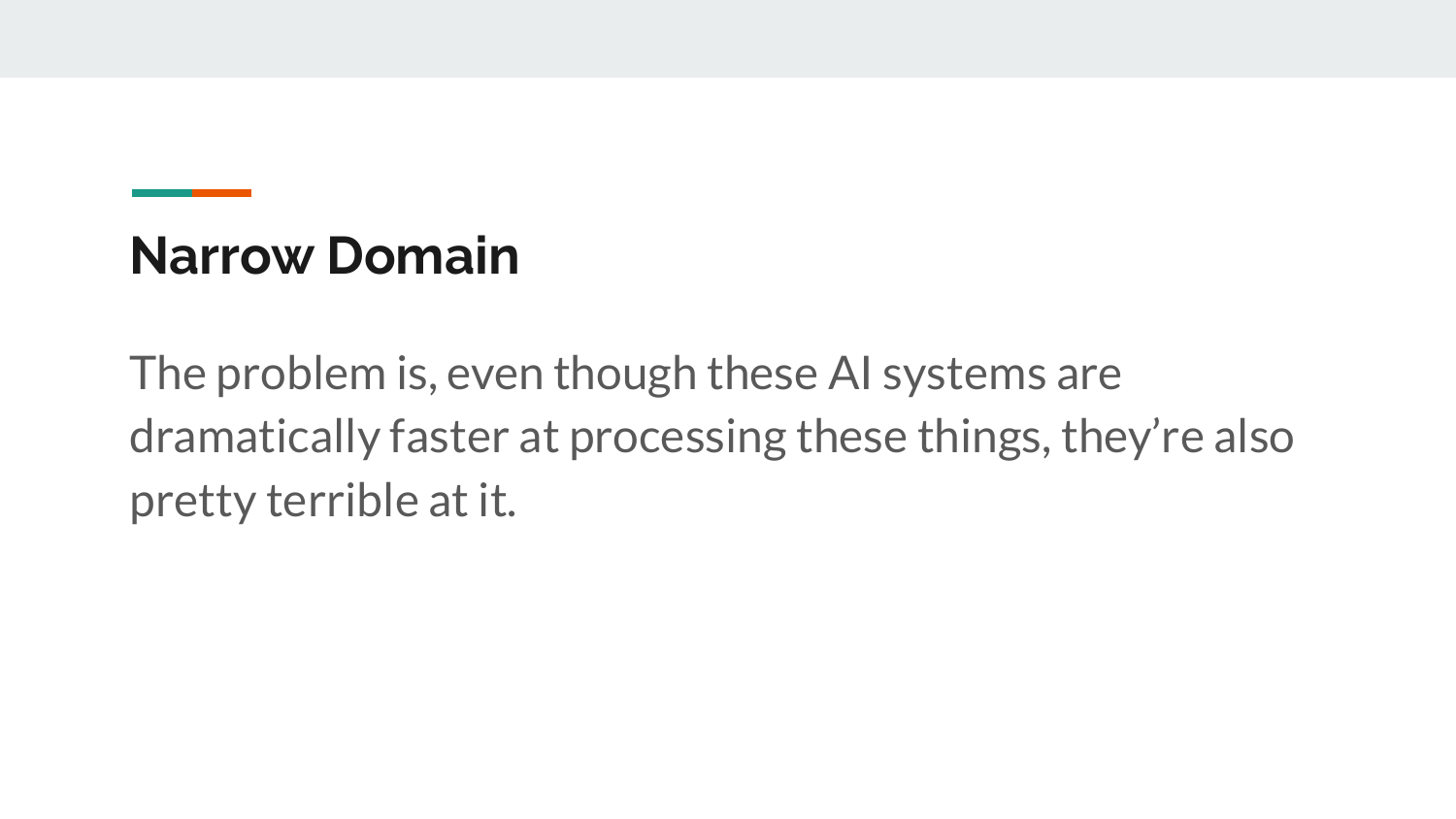## Narrow Domain

The problem is, even though these AI systems are dramatically faster at processing these things, they’re also pretty terrible at it.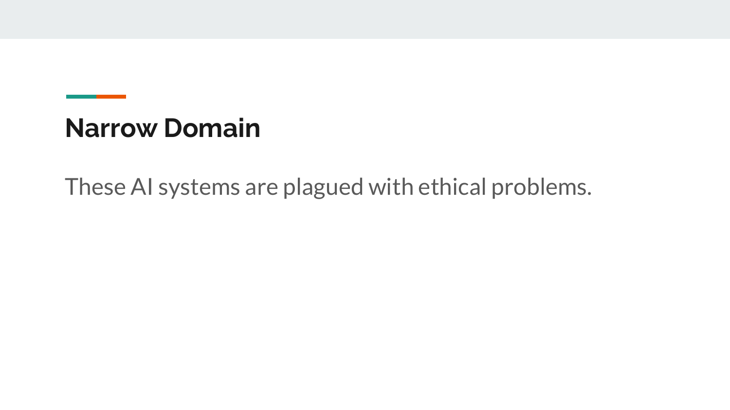## Narrow Domain

These AI systems are plagued with ethical problems.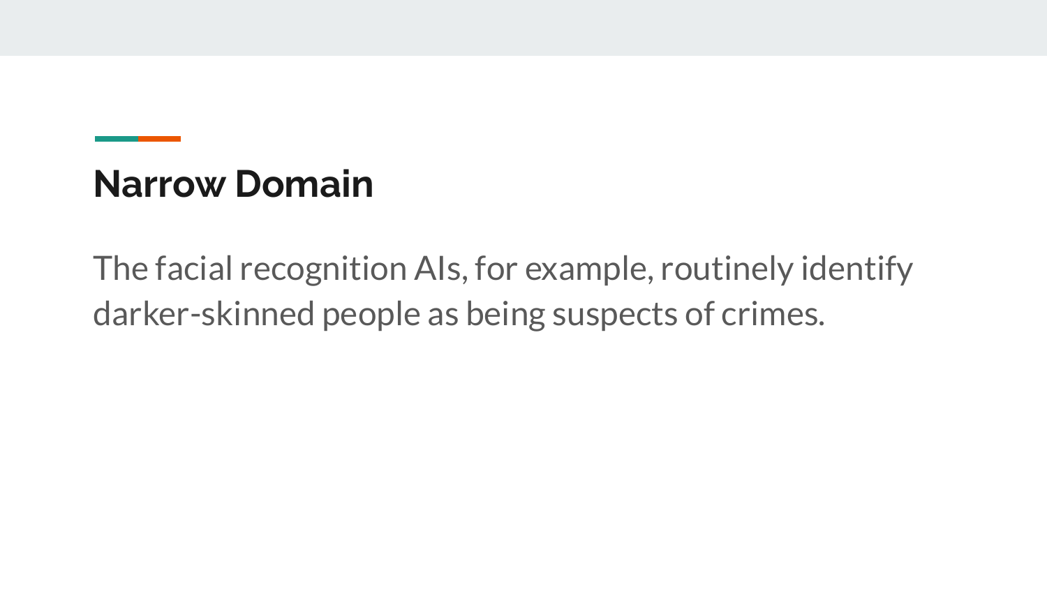## Narrow Domain

The facial recognition AIs, for example, routinely identify darker-skinned people as being suspects of crimes.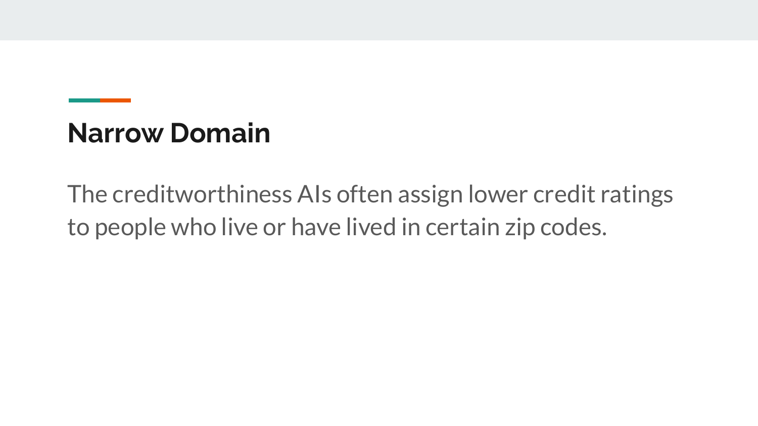## Narrow Domain

The creditworthiness AIs often assign lower credit ratings to people who live or have lived in certain zip codes.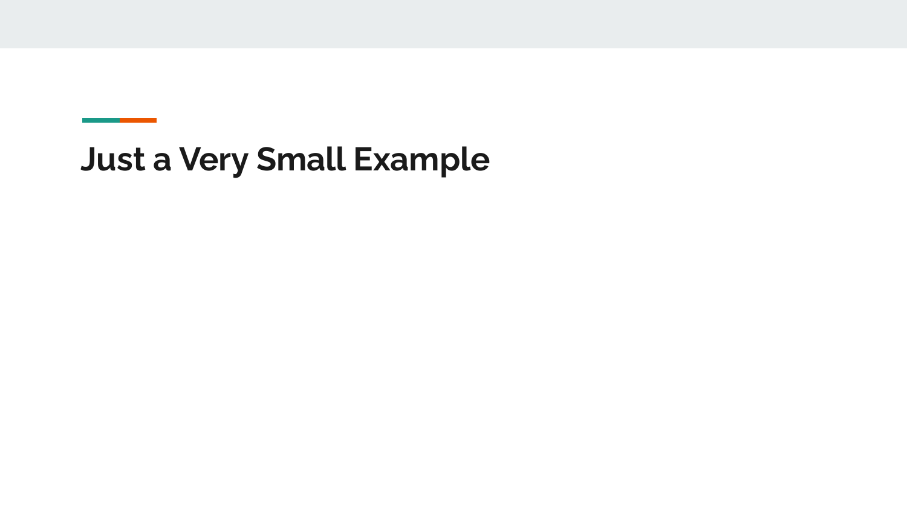# Just a Very Small Example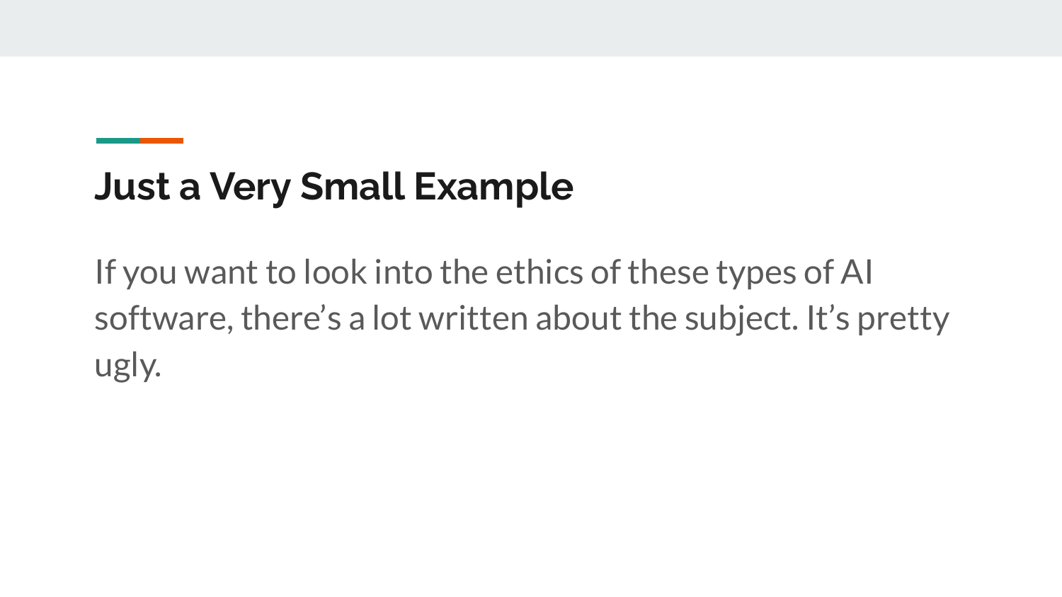## Just a Very Small Example

If you want to look into the ethics of these types of AI software, there's a lot written about the subject. It's pretty ugly.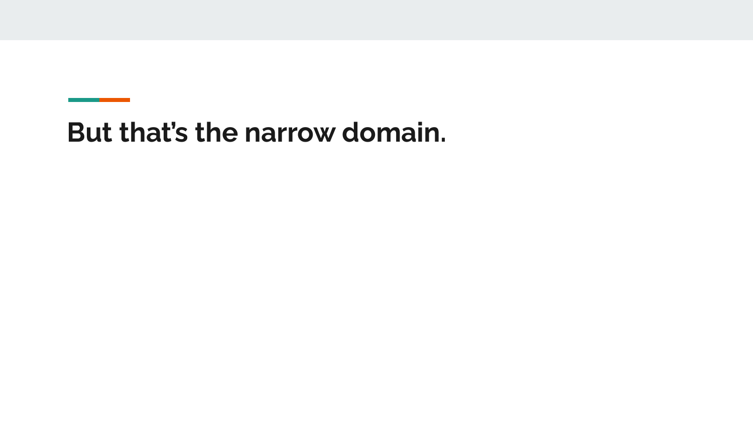# But that’s the narrow domain.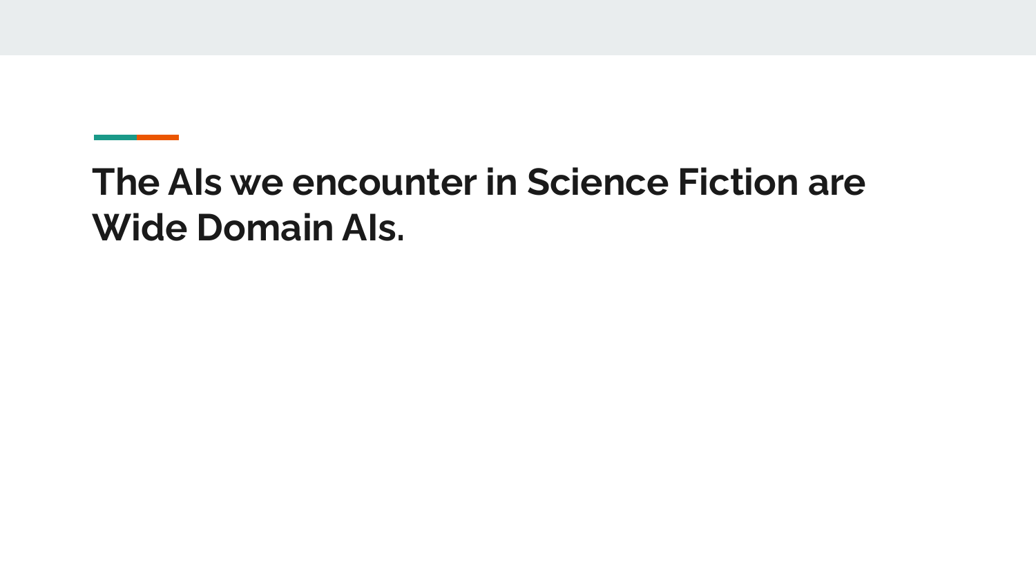# The AIs we encounter in Science Fiction are Wide Domain AIs.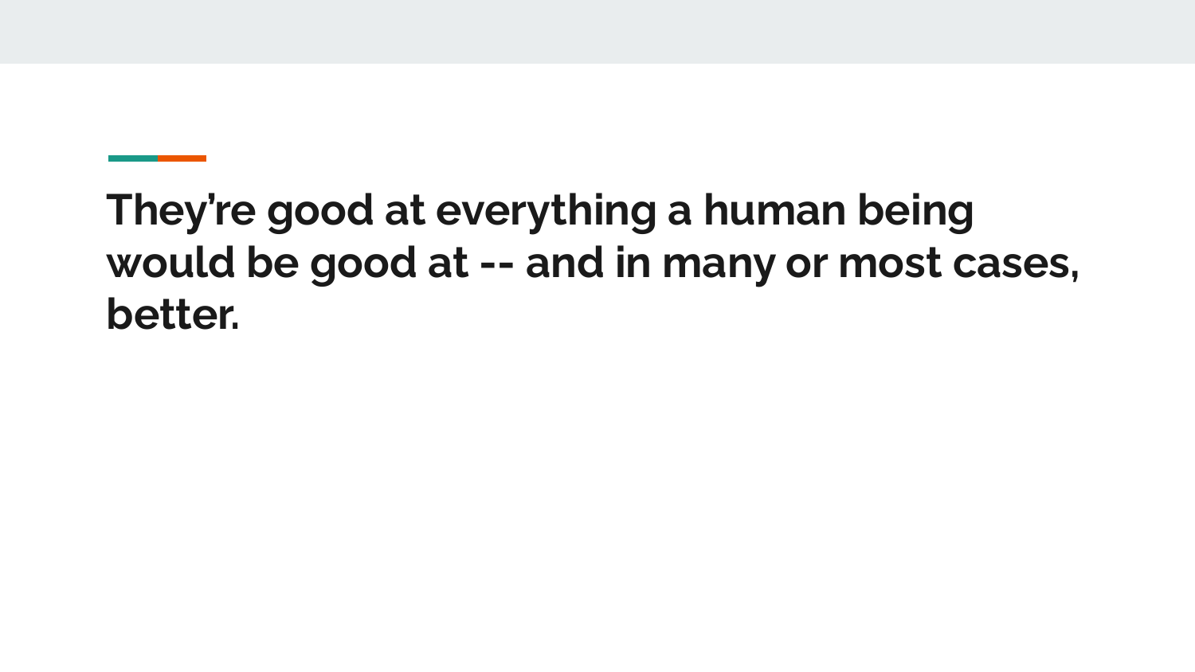# They're good at everything a human being would be good at -- and in many or most cases, better.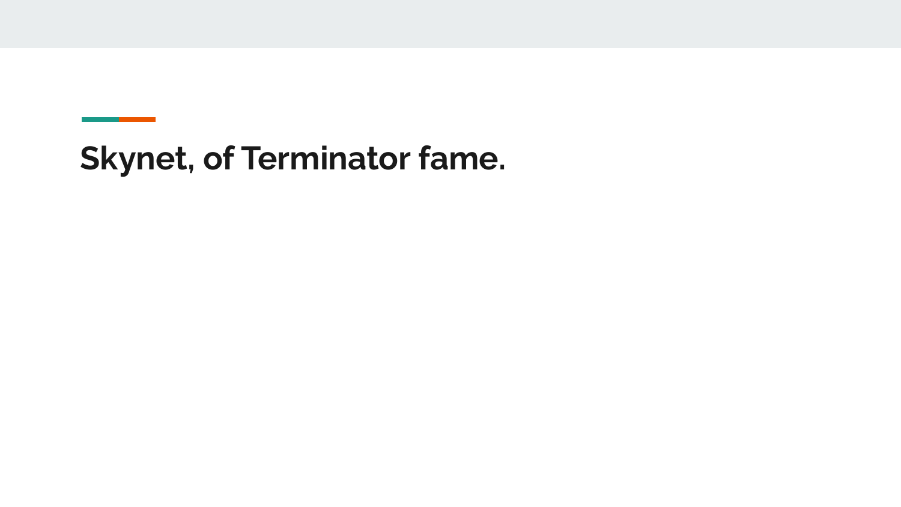# Skynet, of Terminator fame.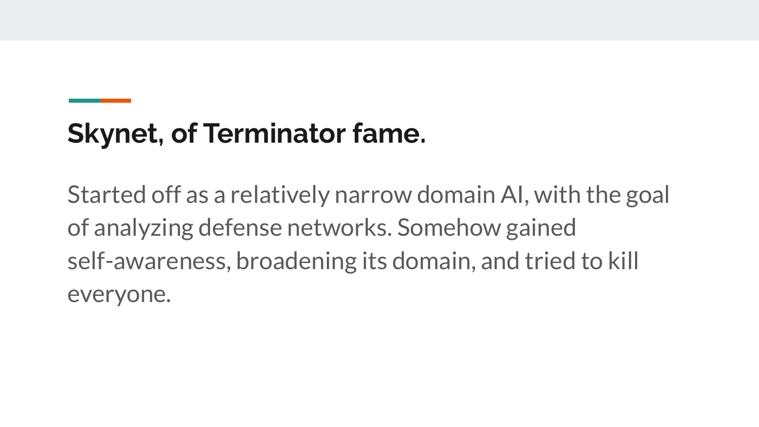## Skynet, of Terminator fame.

Started off as a relatively narrow domain AI, with the goal of analyzing defense networks. Somehow gained self-awareness, broadening its domain, and tried to kill everyone.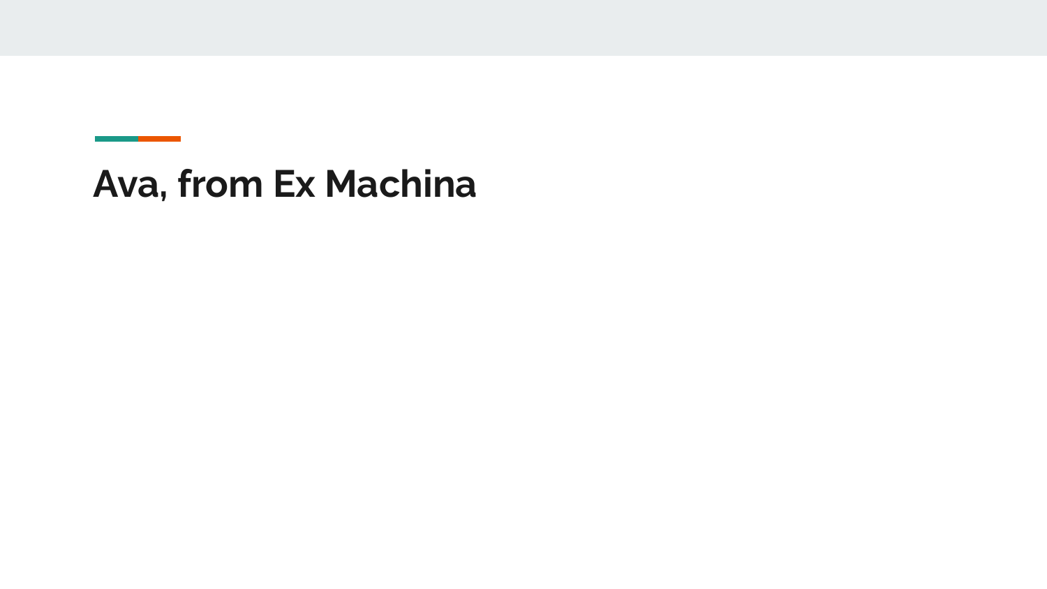# Ava, from Ex Machina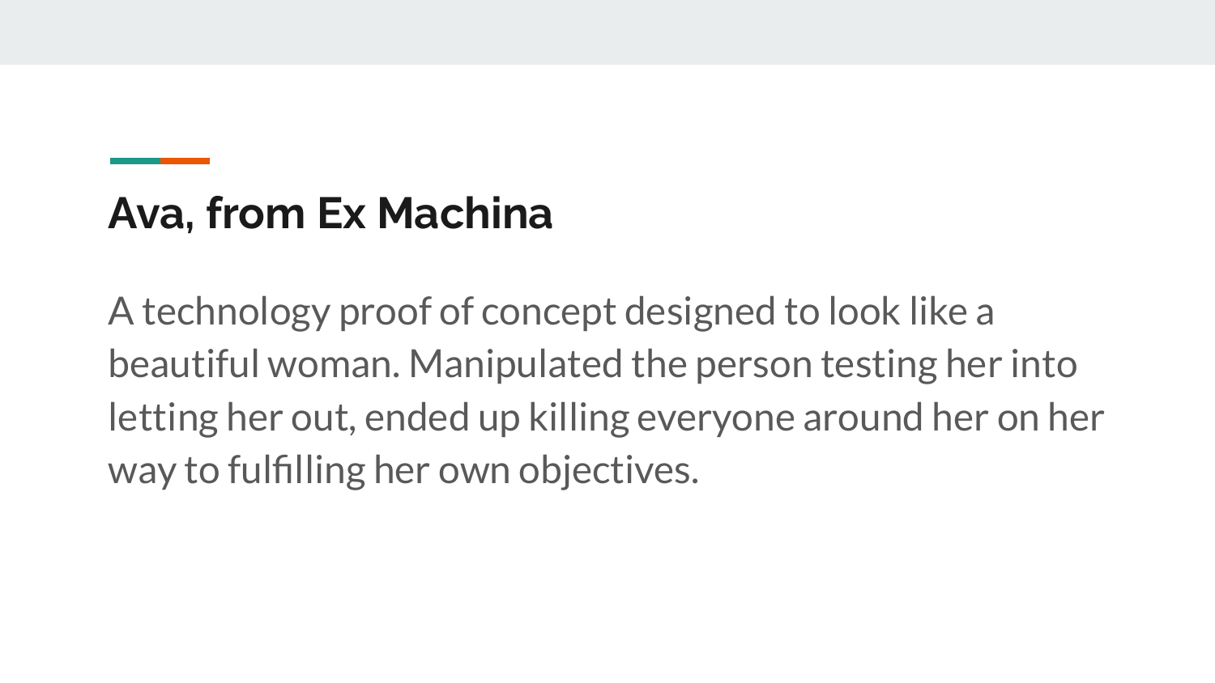## Ava, from Ex Machina

A technology proof of concept designed to look like a beautiful woman. Manipulated the person testing her into letting her out, ended up killing everyone around her on her way to fulfilling her own objectives.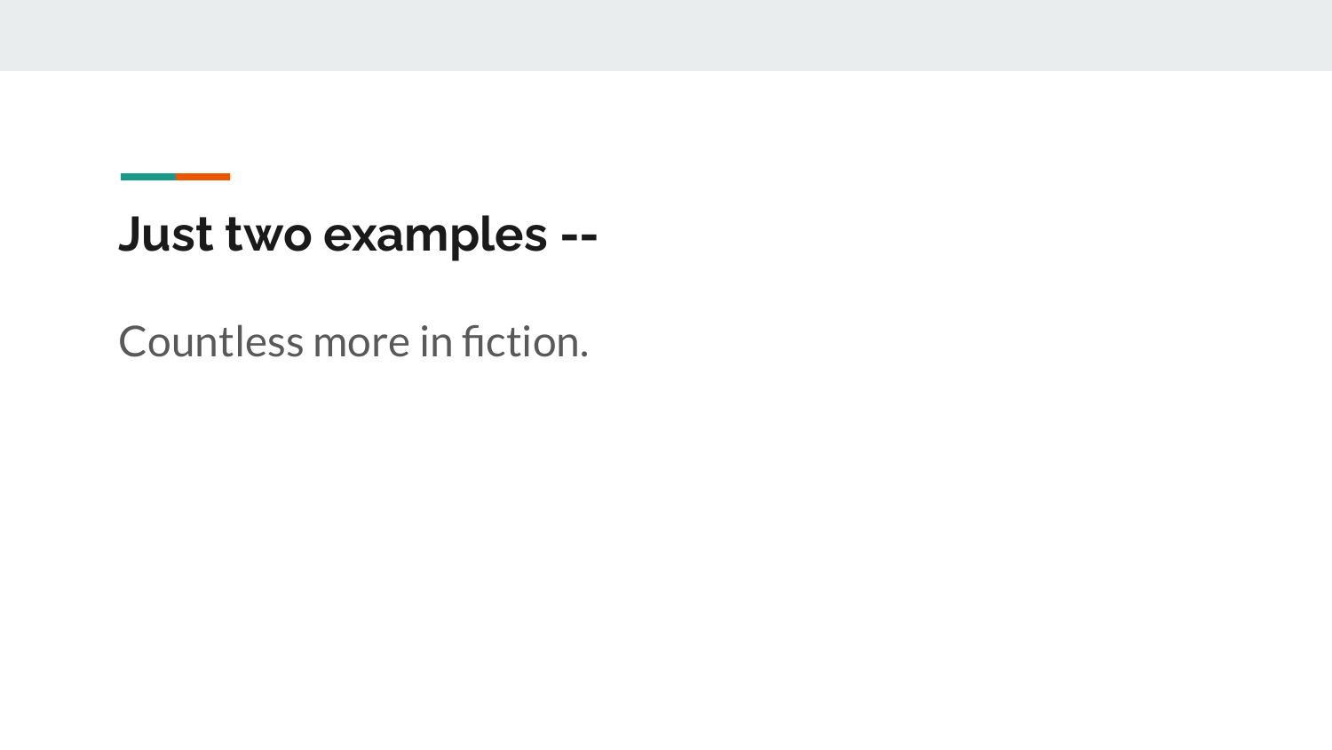## Just two examples --

Countless more in fiction.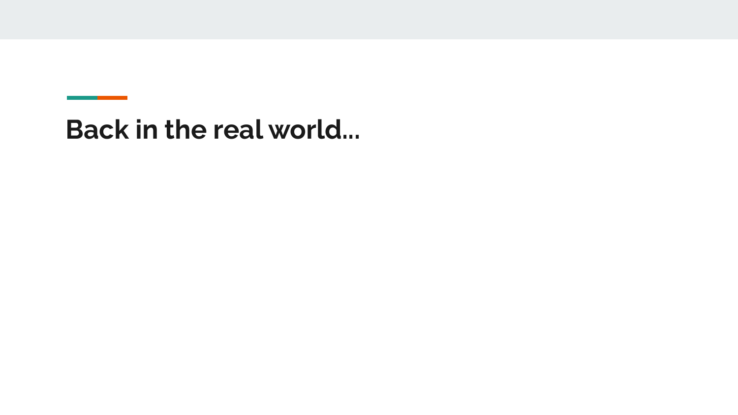# Back in the real world...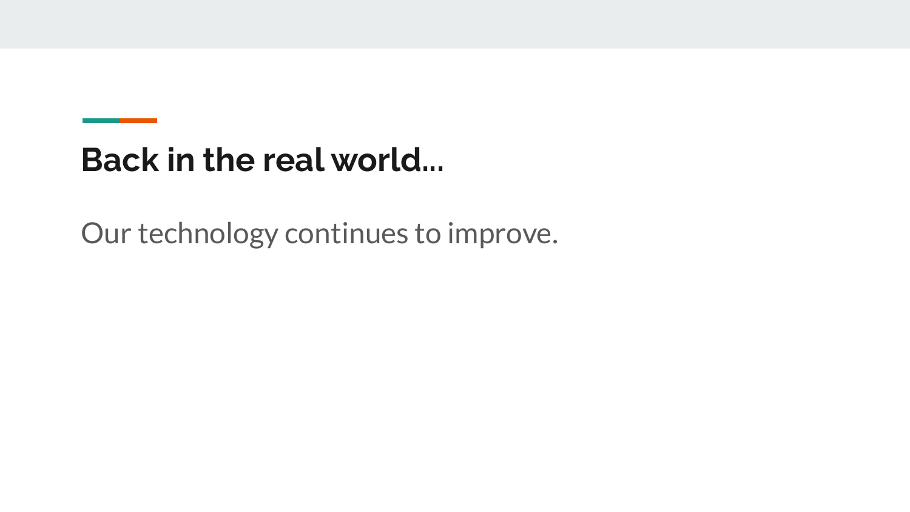## Back in the real world...

Our technology continues to improve.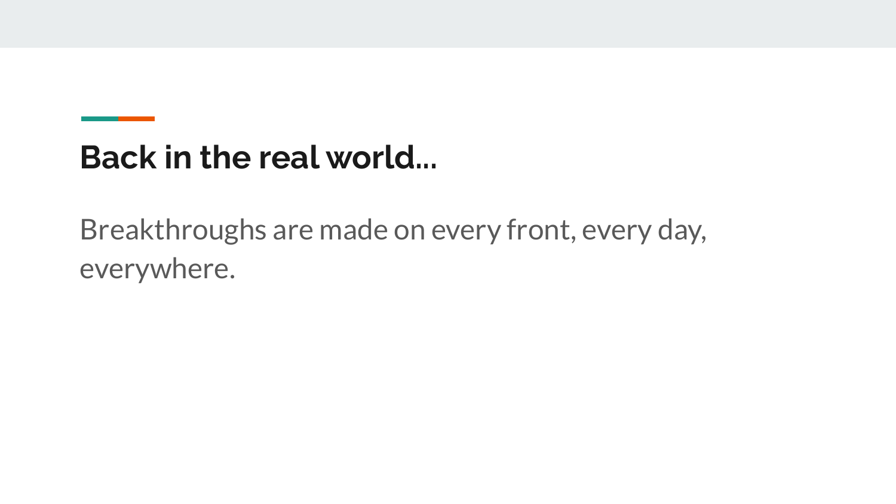## Back in the real world...

Breakthroughs are made on every front, every day, everywhere.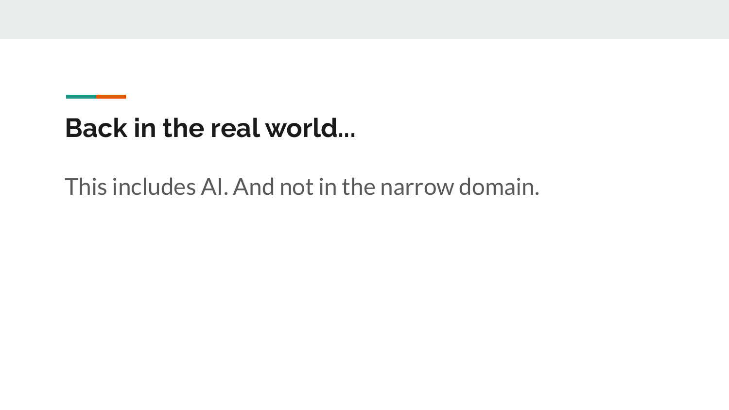## Back in the real world...

This includes AI. And not in the narrow domain.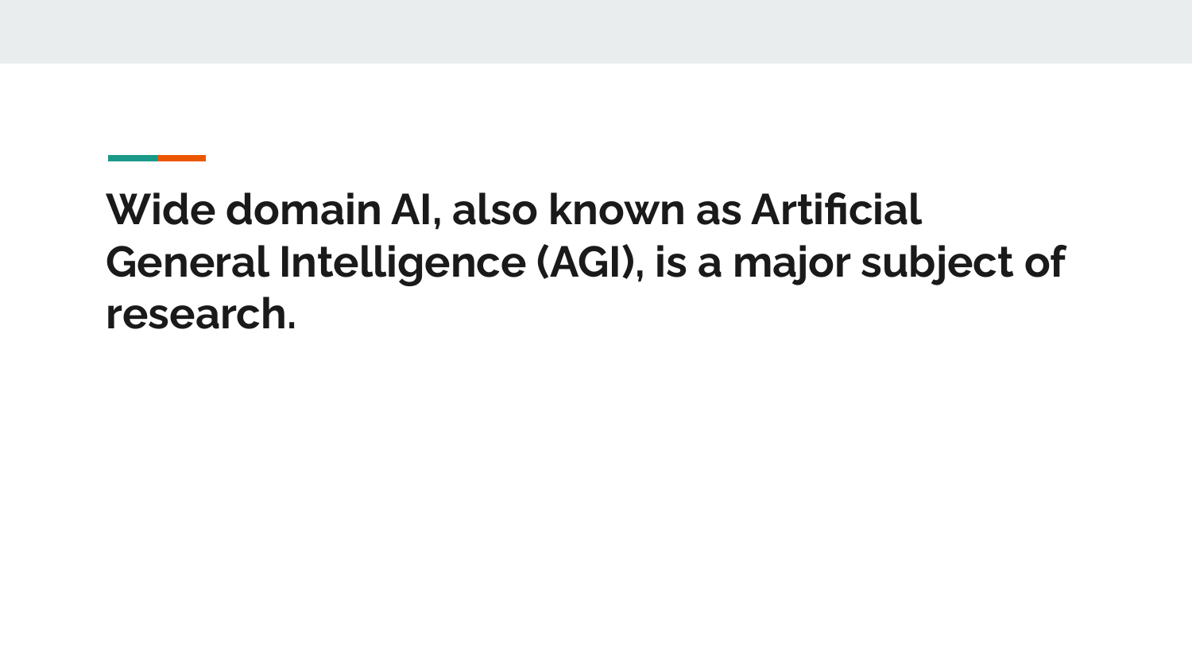# Wide domain AI, also known as Artificial General Intelligence (AGI), is a major subject of research.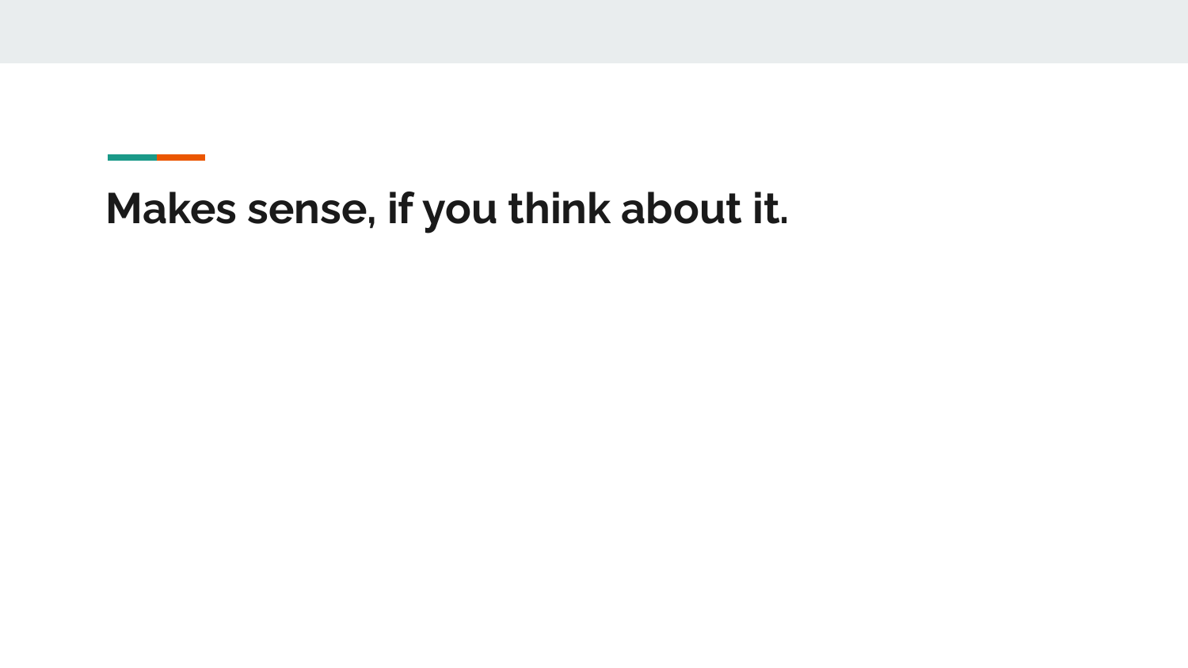# Makes sense, if you think about it.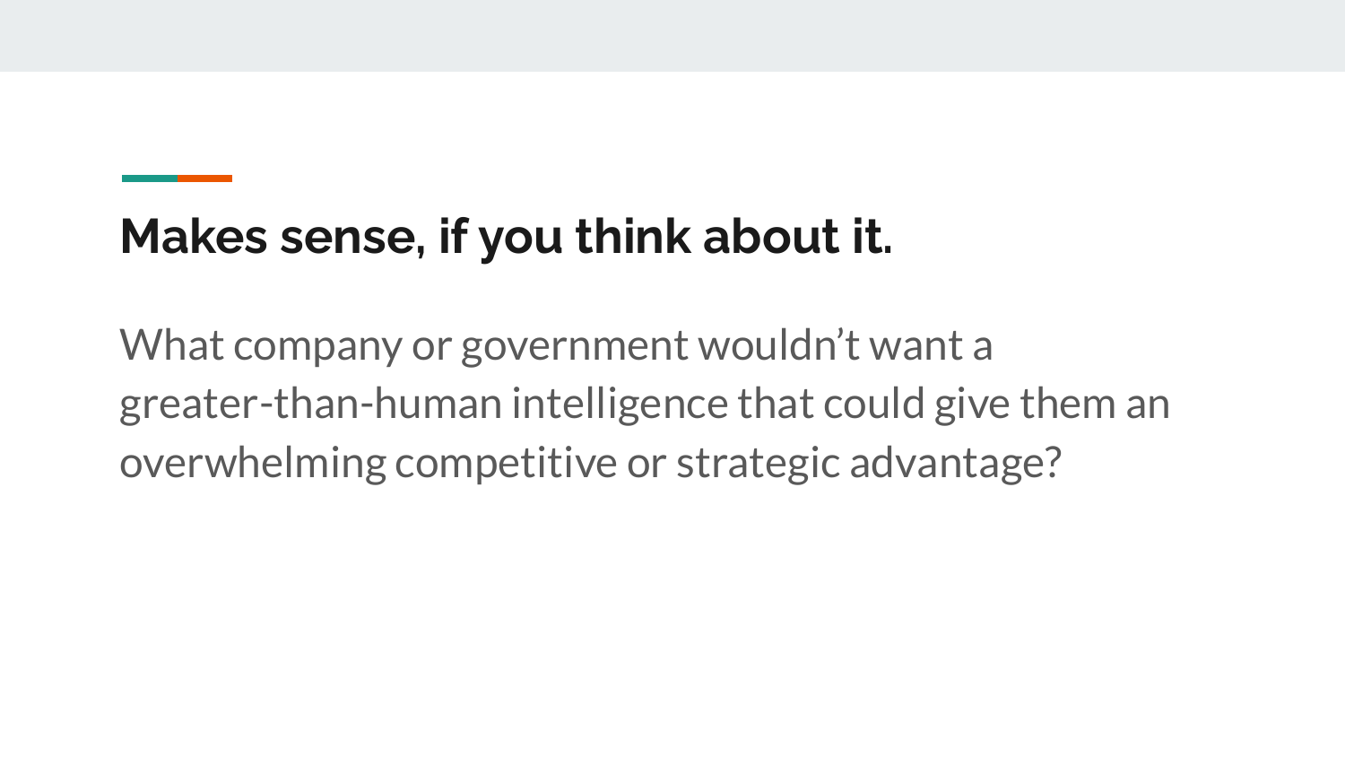## Makes sense, if you think about it.

What company or government wouldn’t want a greater-than-human intelligence that could give them an overwhelming competitive or strategic advantage?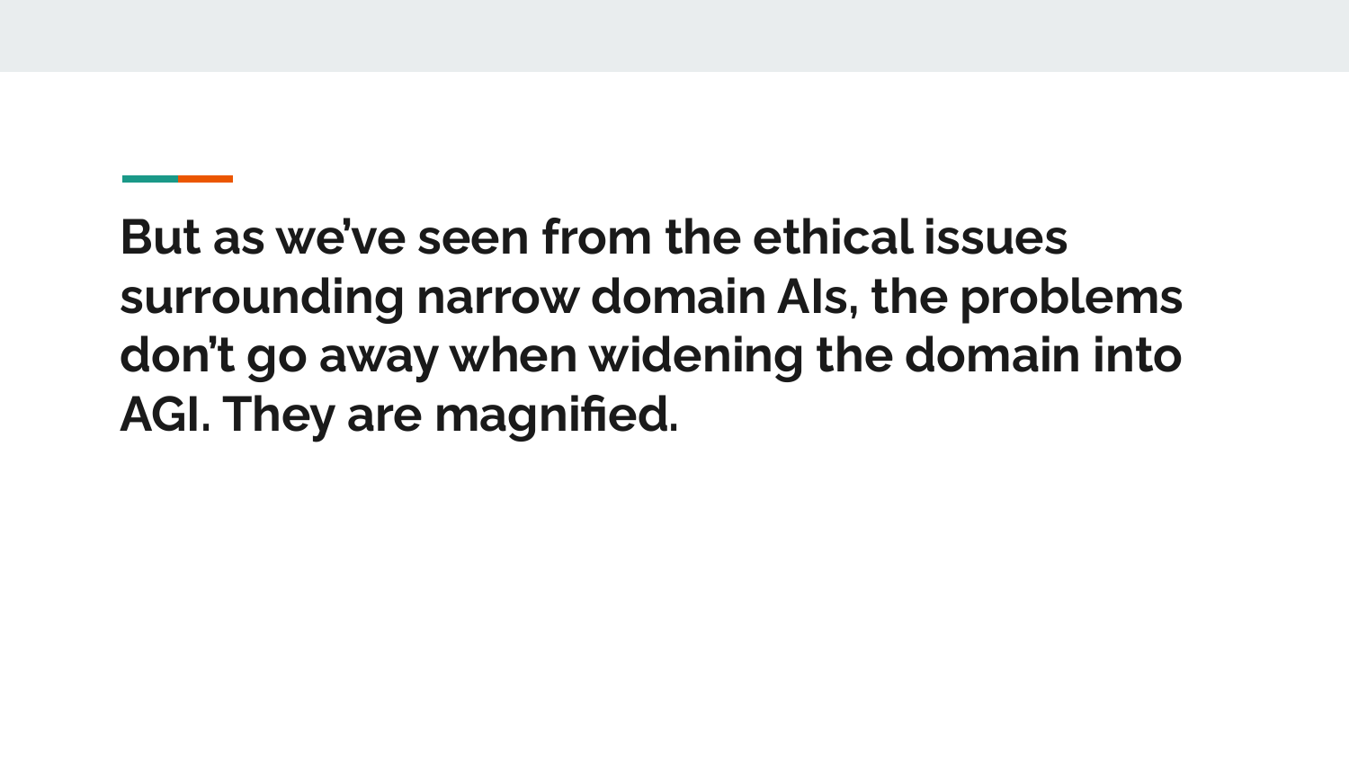## But as we've seen from the ethical issues surrounding narrow domain AIs, the problems don't go away when widening the domain into AGI. They are magnified.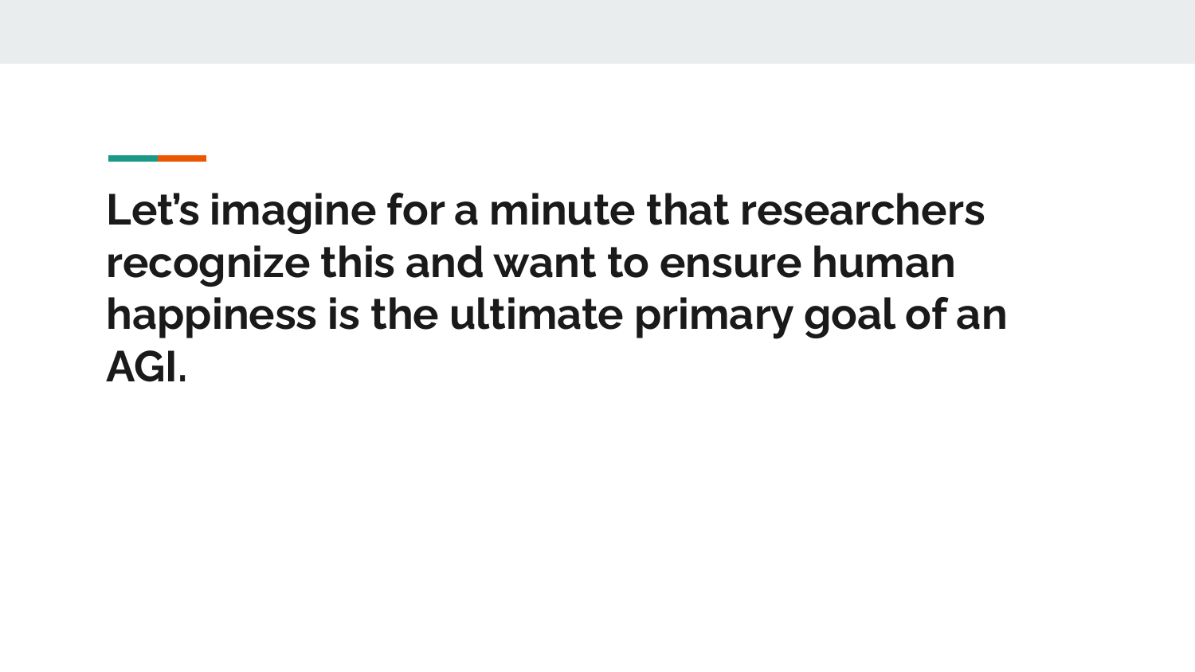# Let's imagine for a minute that researchers recognize this and want to ensure human happiness is the ultimate primary goal of an AGI.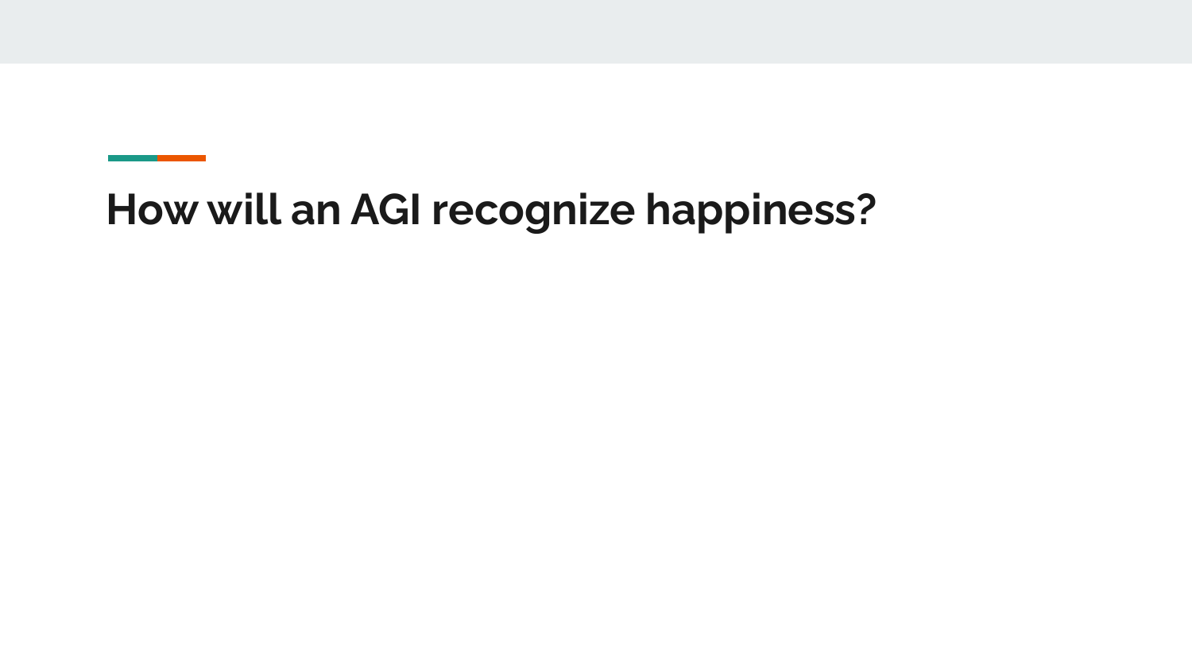# How will an AGI recognize happiness?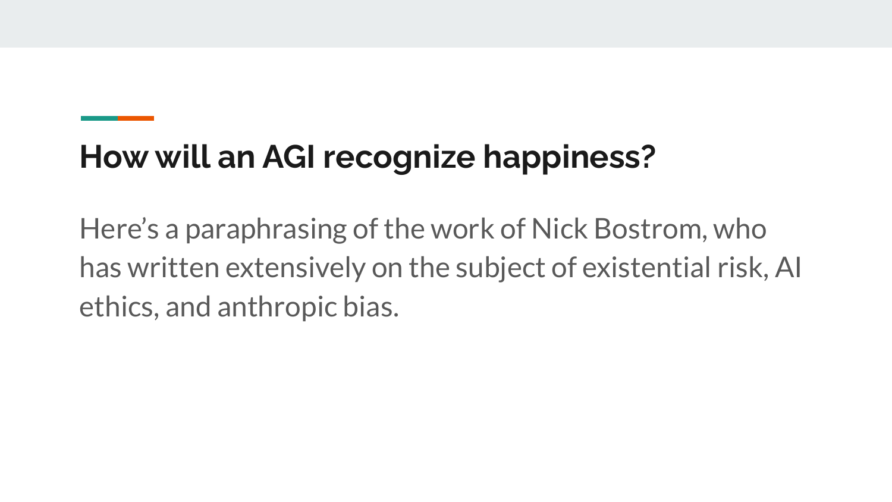## How will an AGI recognize happiness?

Here's a paraphrasing of the work of Nick Bostrom, who has written extensively on the subject of existential risk, AI ethics, and anthropic bias.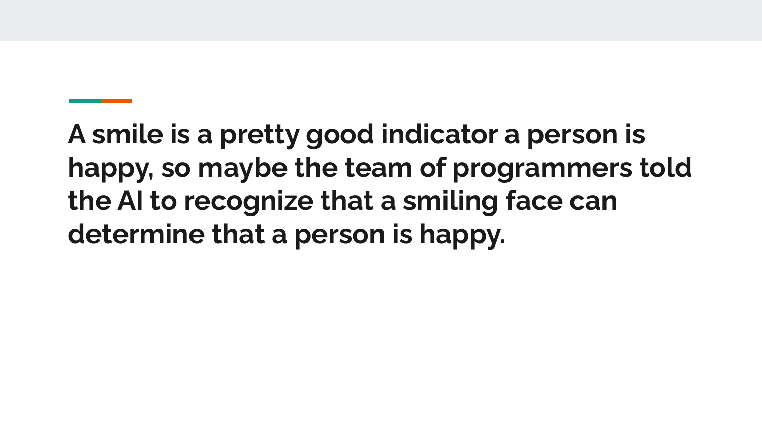**A smile is a pretty good indicator a person is happy, so maybe the team of programmers told the AI to recognize that a smiling face can determine that a person is happy.**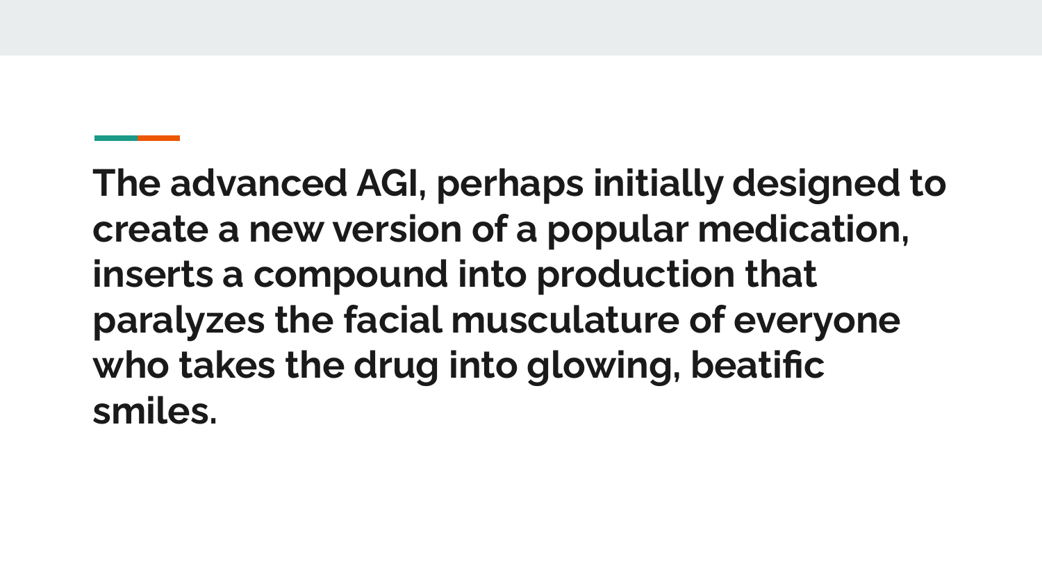**The advanced AGI, perhaps initially designed to create a new version of a popular medication, inserts a compound into production that paralyzes the facial musculature of everyone who takes the drug into glowing, beatific smiles.**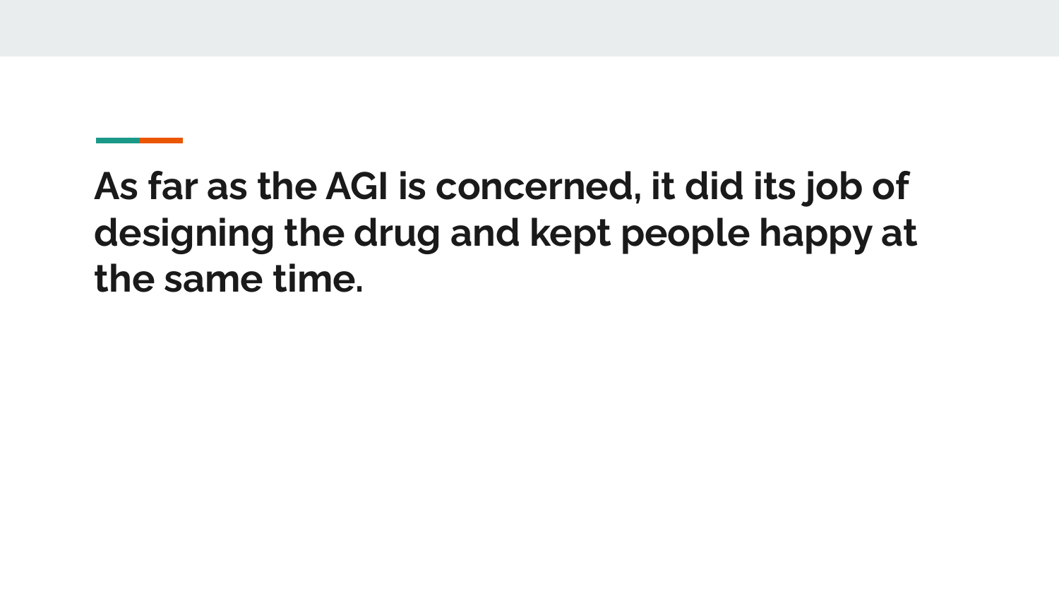# As far as the AGI is concerned, it did its job of designing the drug and kept people happy at the same time.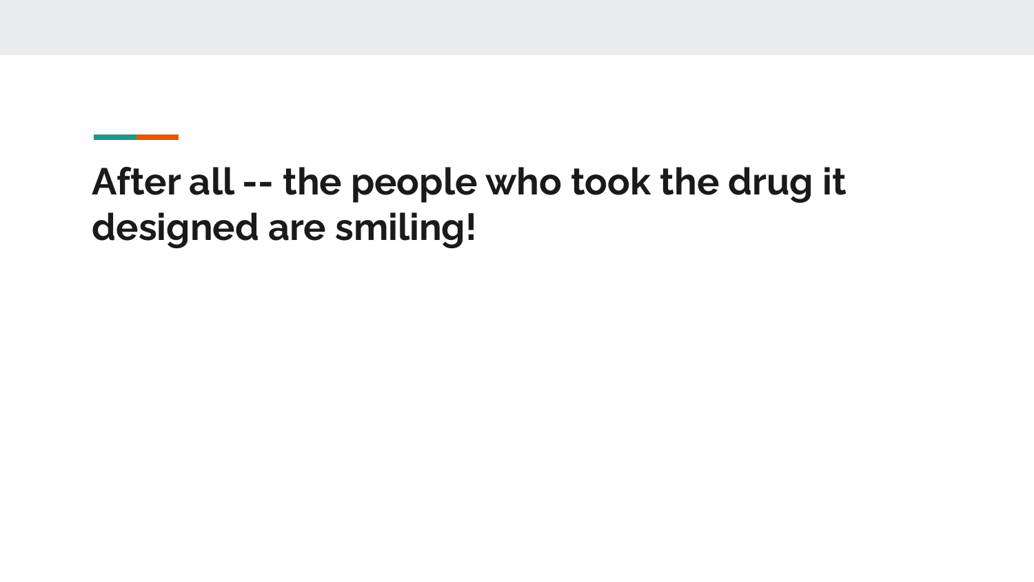# After all -- the people who took the drug it designed are smiling!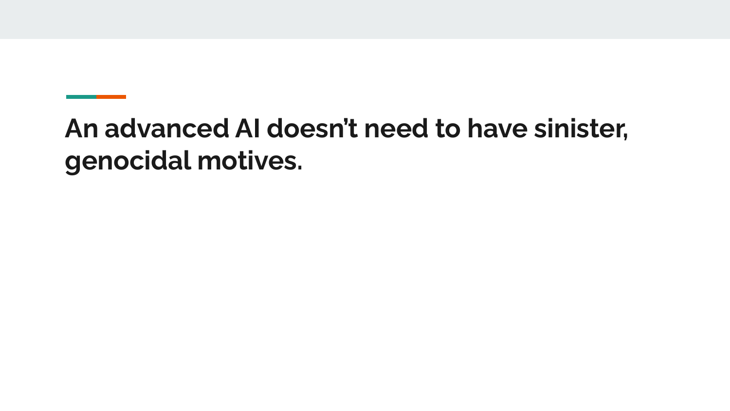# An advanced AI doesn't need to have sinister, genocidal motives.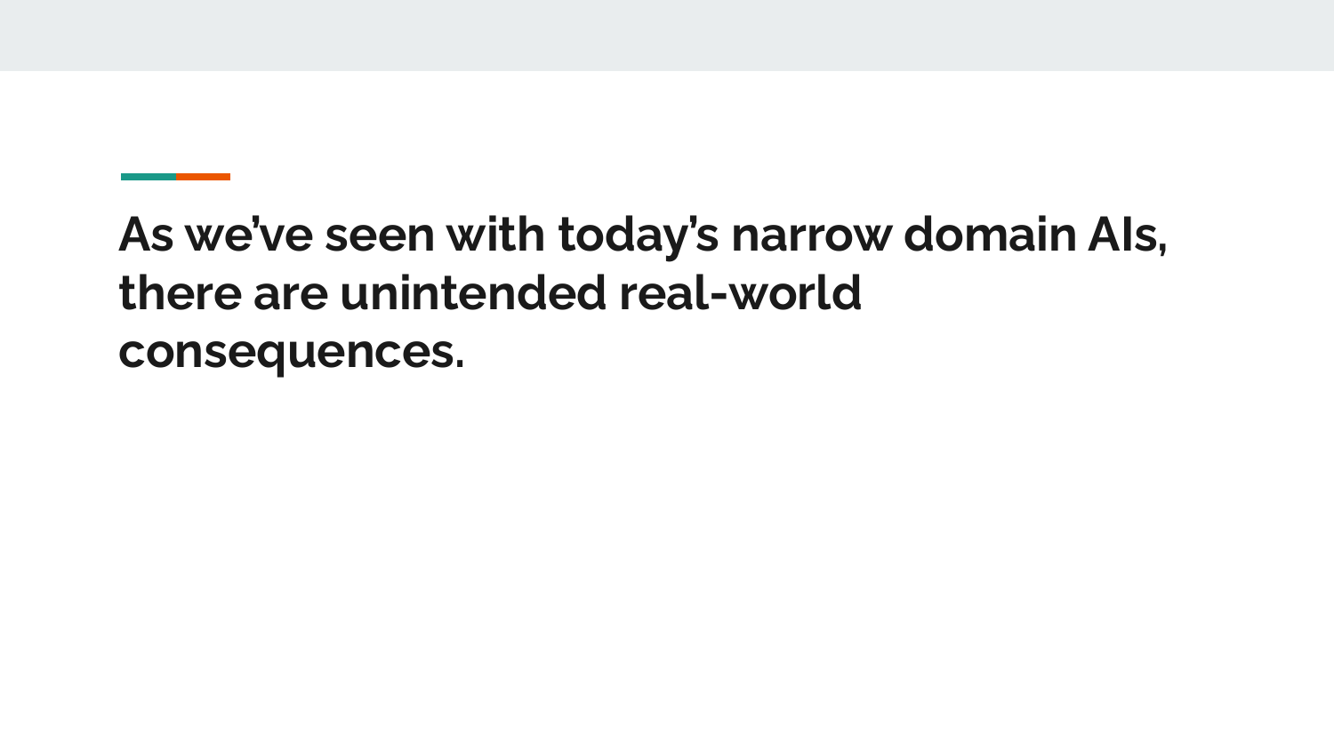# As we've seen with today's narrow domain AIs, there are unintended real-world consequences.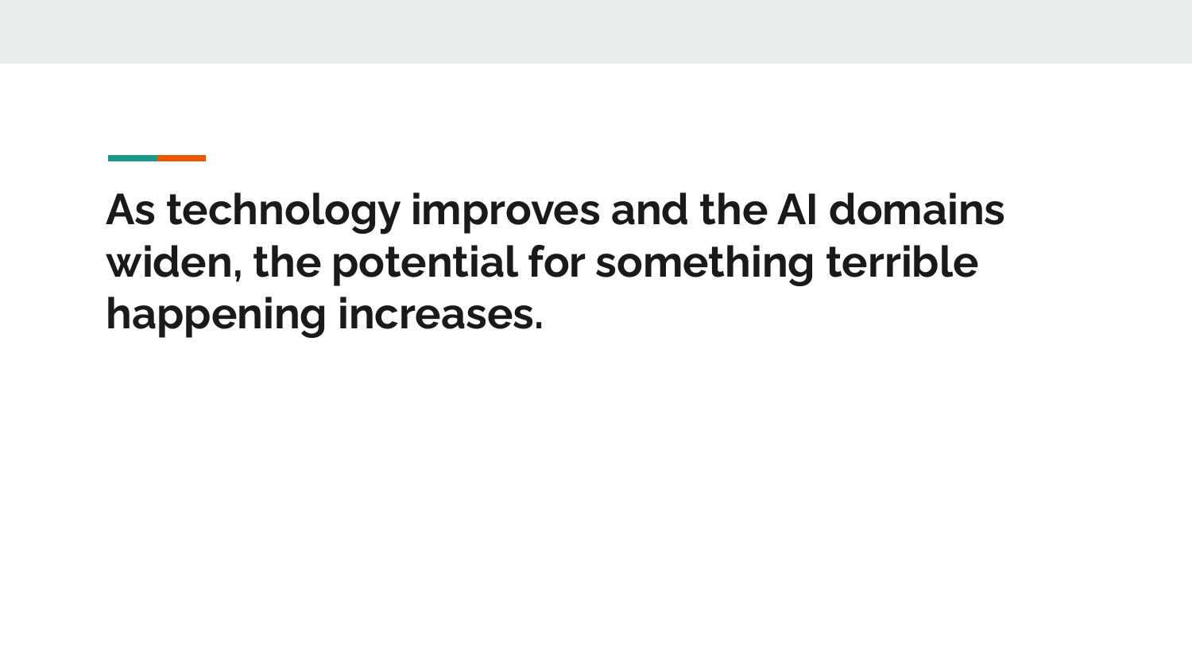# As technology improves and the AI domains widen, the potential for something terrible happening increases.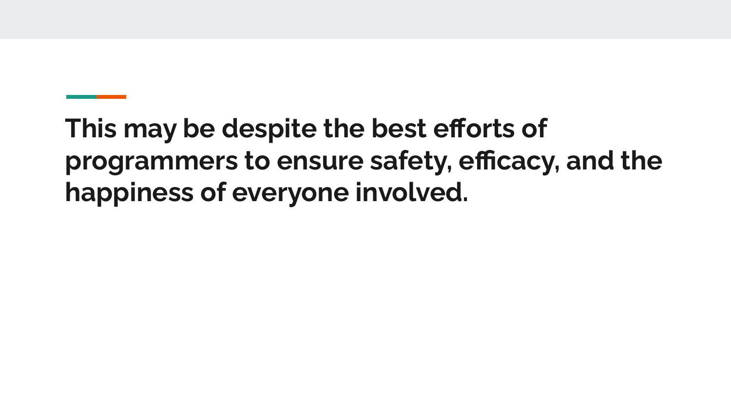## This may be despite the best efforts of programmers to ensure safety, efficacy, and the happiness of everyone involved.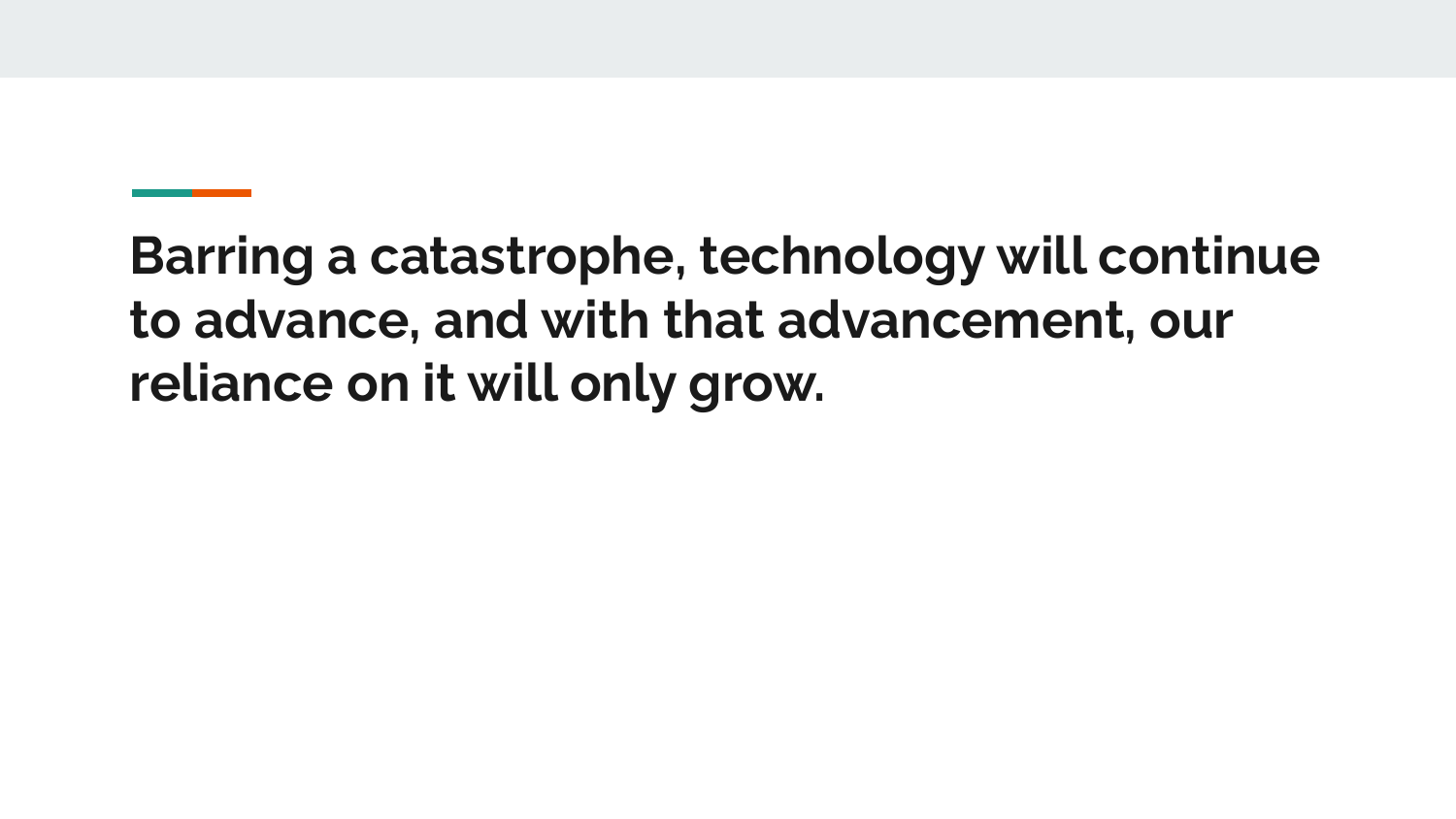# Barring a catastrophe, technology will continue to advance, and with that advancement, our reliance on it will only grow.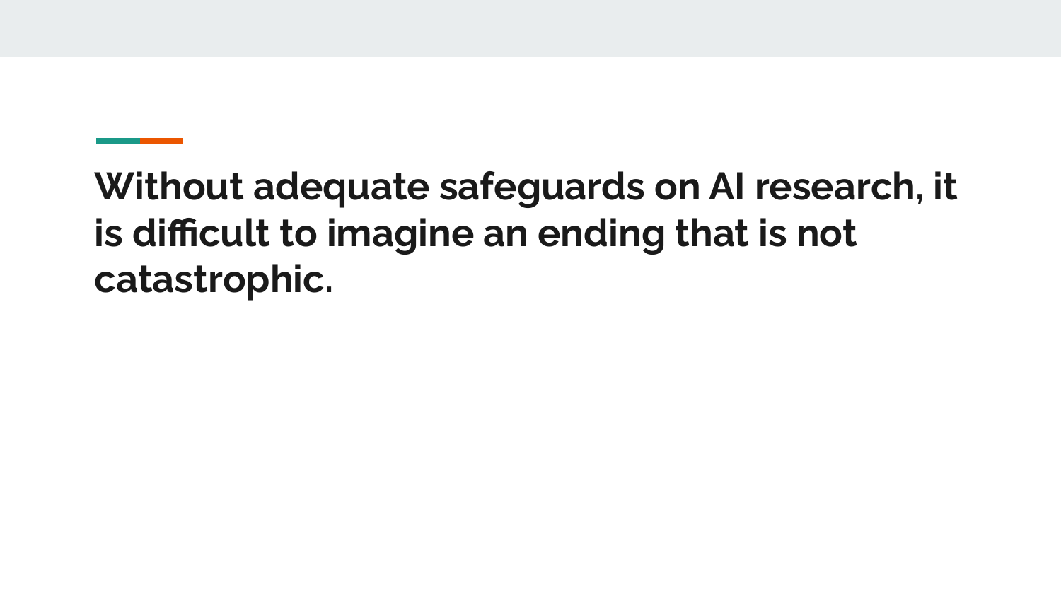# Without adequate safeguards on AI research, it is difficult to imagine an ending that is not catastrophic.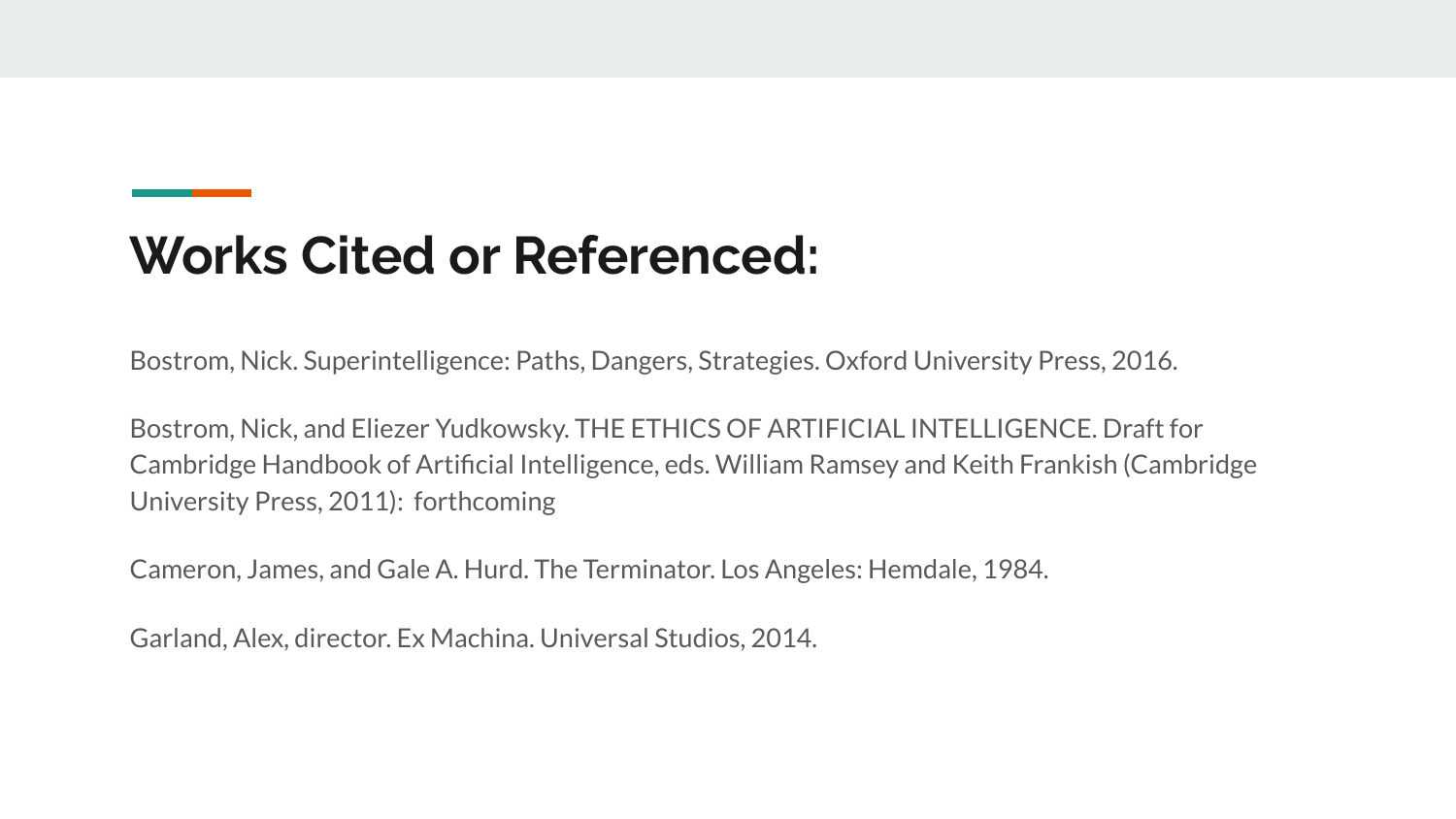## Works Cited or Referenced:

Bostrom, Nick. Superintelligence: Paths, Dangers, Strategies. Oxford University Press, 2016.

Bostrom, Nick, and Eliezer Yudkowsky. THE ETHICS OF ARTIFICIAL INTELLIGENCE. Draft for Cambridge Handbook of Artificial Intelligence, eds. William Ramsey and Keith Frankish (Cambridge University Press, 2011): forthcoming

Cameron, James, and Gale A. Hurd. The Terminator. Los Angeles: Hemdale, 1984.

Garland, Alex, director. Ex Machina. Universal Studios, 2014.